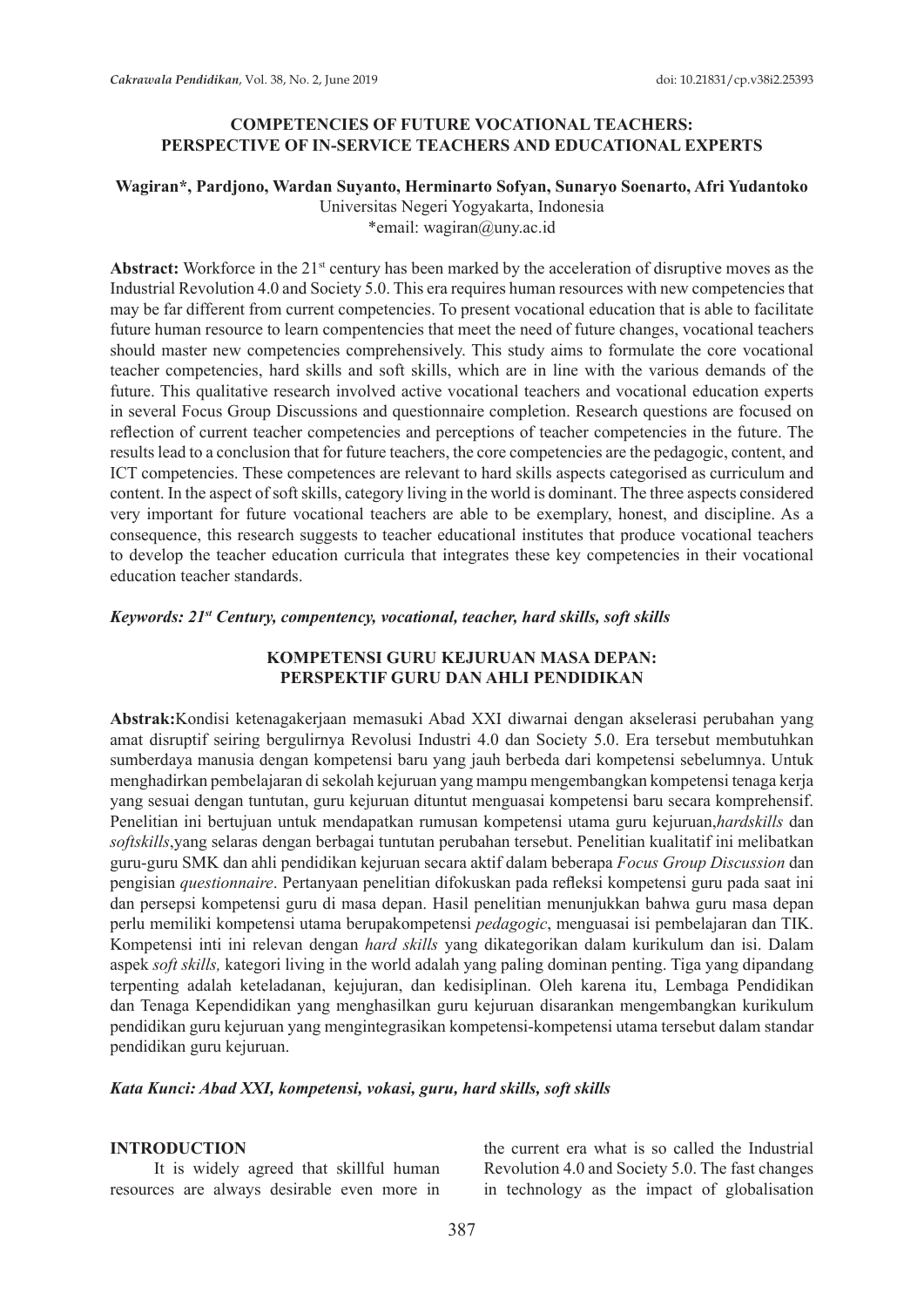# COMPETENCIES OF FUTURE VOCATIONAL TEACHERS: PERSPECTIVE OF IN-SERVICE TEACHERS AND EDUCATIONAL EXPERTS

**Wagiran*, Pardjono, Wardan Suyanto, Herminarto Sofyan, Sunaryo Soenarto, Afri Yudantoko**
Universitas Negeri Yogyakarta, Indonesia
*email: wagiran@uny.ac.id

**Abstract:** Workforce in the 21st century has been marked by the acceleration of disruptive moves as the Industrial Revolution 4.0 and Society 5.0. This era requires human resources with new competencies that may be far different from current competencies. To present vocational education that is able to facilitate future human resource to learn compentencies that meet the need of future changes, vocational teachers should master new competencies comprehensively. This study aims to formulate the core vocational teacher competencies, hard skills and soft skills, which are in line with the various demands of the future. This qualitative research involved active vocational teachers and vocational education experts in several Focus Group Discussions and questionnaire completion. Research questions are focused on reflection of current teacher competencies and perceptions of teacher competencies in the future. The results lead to a conclusion that for future teachers, the core competencies are the pedagogic, content, and ICT competencies. These competences are relevant to hard skills aspects categorised as curriculum and content. In the aspect of soft skills, category living in the world is dominant. The three aspects considered very important for future vocational teachers are able to be exemplary, honest, and discipline. As a consequence, this research suggests to teacher educational institutes that produce vocational teachers to develop the teacher education curricula that integrates these key competencies in their vocational education teacher standards.

***Keywords: 21st Century, compentency, vocational, teacher, hard skills, soft skills***

# KOMPETENSI GURU KEJURUAN MASA DEPAN: PERSPEKTIF GURU DAN AHLI PENDIDIKAN

**Abstrak:**Kondisi ketenagakerjaan memasuki Abad XXI diwarnai dengan akselerasi perubahan yang amat disruptif seiring bergulirnya Revolusi Industri 4.0 dan Society 5.0. Era tersebut membutuhkan sumberdaya manusia dengan kompetensi baru yang jauh berbeda dari kompetensi sebelumnya. Untuk menghadirkan pembelajaran di sekolah kejuruan yang mampu mengembangkan kompetensi tenaga kerja yang sesuai dengan tuntutan, guru kejuruan dituntut menguasai kompetensi baru secara komprehensif. Penelitian ini bertujuan untuk mendapatkan rumusan kompetensi utama guru kejuruan,*hardskills* dan *softskills*,yang selaras dengan berbagai tuntutan perubahan tersebut. Penelitian kualitatif ini melibatkan guru-guru SMK dan ahli pendidikan kejuruan secara aktif dalam beberapa *Focus Group Discussion* dan pengisian *questionnaire*. Pertanyaan penelitian difokuskan pada refleksi kompetensi guru pada saat ini dan persepsi kompetensi guru di masa depan. Hasil penelitian menunjukkan bahwa guru masa depan perlu memiliki kompetensi utama berupakompetensi *pedagogic*, menguasai isi pembelajaran dan TIK. Kompetensi inti ini relevan dengan *hard skills* yang dikategorikan dalam kurikulum dan isi. Dalam aspek *soft skills,* kategori living in the world adalah yang paling dominan penting. Tiga yang dipandang terpenting adalah keteladanan, kejujuran, dan kedisiplinan. Oleh karena itu, Lembaga Pendidikan dan Tenaga Kependidikan yang menghasilkan guru kejuruan disarankan mengembangkan kurikulum pendidikan guru kejuruan yang mengintegrasikan kompetensi-kompetensi utama tersebut dalam standar pendidikan guru kejuruan.

***Kata Kunci: Abad XXI, kompetensi, vokasi, guru, hard skills, soft skills***

## INTRODUCTION

It is widely agreed that skillful human resources are always desirable even more in the current era what is so called the Industrial Revolution 4.0 and Society 5.0. The fast changes in technology as the impact of globalisation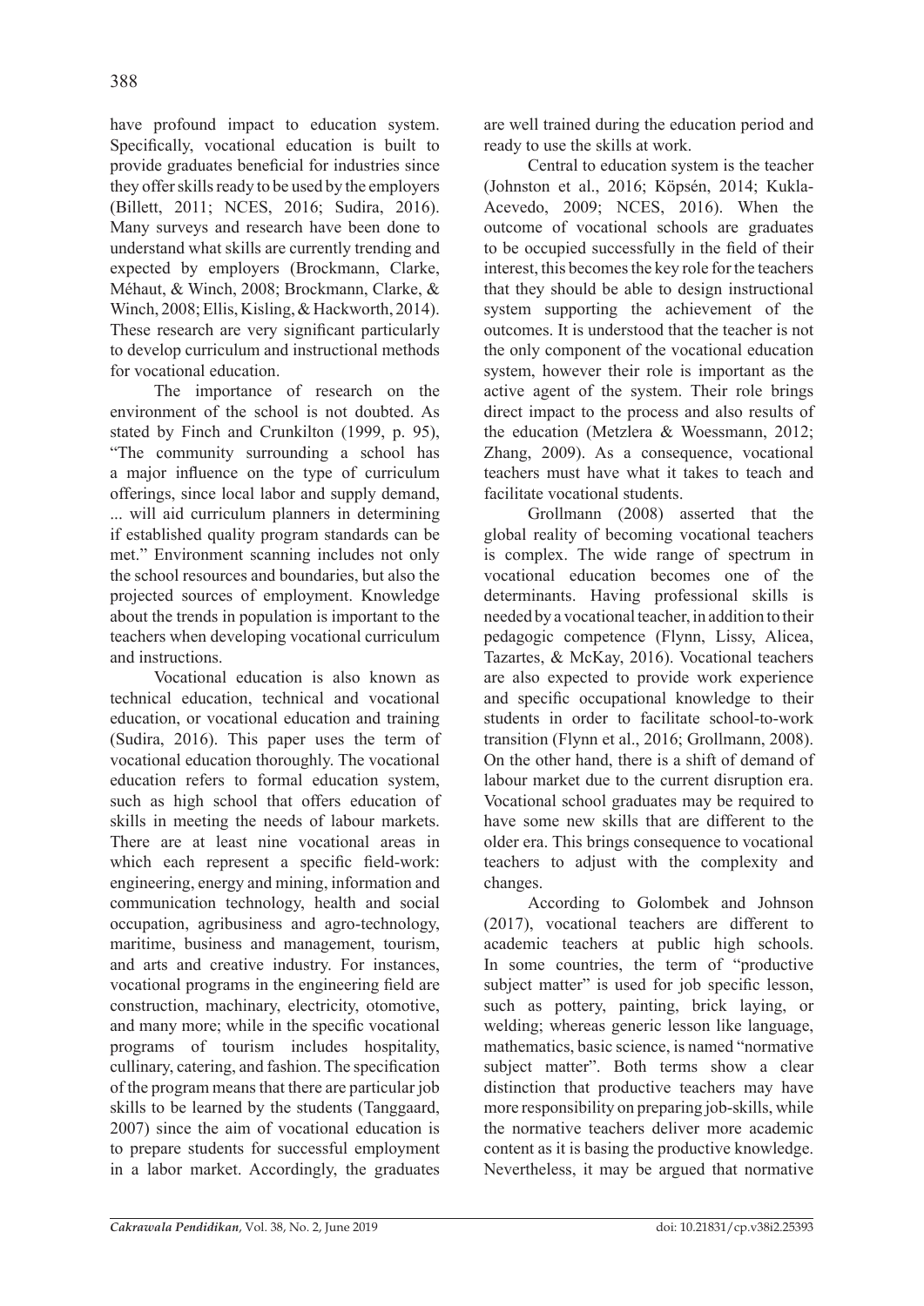have profound impact to education system. Specifically, vocational education is built to provide graduates beneficial for industries since they offer skills ready to be used by the employers (Billett, 2011; NCES, 2016; Sudira, 2016). Many surveys and research have been done to understand what skills are currently trending and expected by employers (Brockmann, Clarke, Méhaut, & Winch, 2008; Brockmann, Clarke, & Winch, 2008; Ellis, Kisling, & Hackworth, 2014). These research are very significant particularly to develop curriculum and instructional methods for vocational education.

The importance of research on the environment of the school is not doubted. As stated by Finch and Crunkilton (1999, p. 95), "The community surrounding a school has a major influence on the type of curriculum offerings, since local labor and supply demand, ... will aid curriculum planners in determining if established quality program standards can be met." Environment scanning includes not only the school resources and boundaries, but also the projected sources of employment. Knowledge about the trends in population is important to the teachers when developing vocational curriculum and instructions.

Vocational education is also known as technical education, technical and vocational education, or vocational education and training (Sudira, 2016). This paper uses the term of vocational education thoroughly. The vocational education refers to formal education system, such as high school that offers education of skills in meeting the needs of labour markets. There are at least nine vocational areas in which each represent a specific field-work: engineering, energy and mining, information and communication technology, health and social occupation, agribusiness and agro-technology, maritime, business and management, tourism, and arts and creative industry. For instances, vocational programs in the engineering field are construction, machinary, electricity, otomotive, and many more; while in the specific vocational programs of tourism includes hospitality, cullinary, catering, and fashion. The specification of the program means that there are particular job skills to be learned by the students (Tanggaard, 2007) since the aim of vocational education is to prepare students for successful employment in a labor market. Accordingly, the graduates are well trained during the education period and ready to use the skills at work.

Central to education system is the teacher (Johnston et al., 2016; Köpsén, 2014; Kukla-Acevedo, 2009; NCES, 2016). When the outcome of vocational schools are graduates to be occupied successfully in the field of their interest, this becomes the key role for the teachers that they should be able to design instructional system supporting the achievement of the outcomes. It is understood that the teacher is not the only component of the vocational education system, however their role is important as the active agent of the system. Their role brings direct impact to the process and also results of the education (Metzlera & Woessmann, 2012; Zhang, 2009). As a consequence, vocational teachers must have what it takes to teach and facilitate vocational students.

Grollmann (2008) asserted that the global reality of becoming vocational teachers is complex. The wide range of spectrum in vocational education becomes one of the determinants. Having professional skills is needed by a vocational teacher, in addition to their pedagogic competence (Flynn, Lissy, Alicea, Tazartes, & McKay, 2016). Vocational teachers are also expected to provide work experience and specific occupational knowledge to their students in order to facilitate school-to-work transition (Flynn et al., 2016; Grollmann, 2008). On the other hand, there is a shift of demand of labour market due to the current disruption era. Vocational school graduates may be required to have some new skills that are different to the older era. This brings consequence to vocational teachers to adjust with the complexity and changes.

According to Golombek and Johnson (2017), vocational teachers are different to academic teachers at public high schools. In some countries, the term of "productive subject matter" is used for job specific lesson, such as pottery, painting, brick laying, or welding; whereas generic lesson like language, mathematics, basic science, is named "normative subject matter". Both terms show a clear distinction that productive teachers may have more responsibility on preparing job-skills, while the normative teachers deliver more academic content as it is basing the productive knowledge. Nevertheless, it may be argued that normative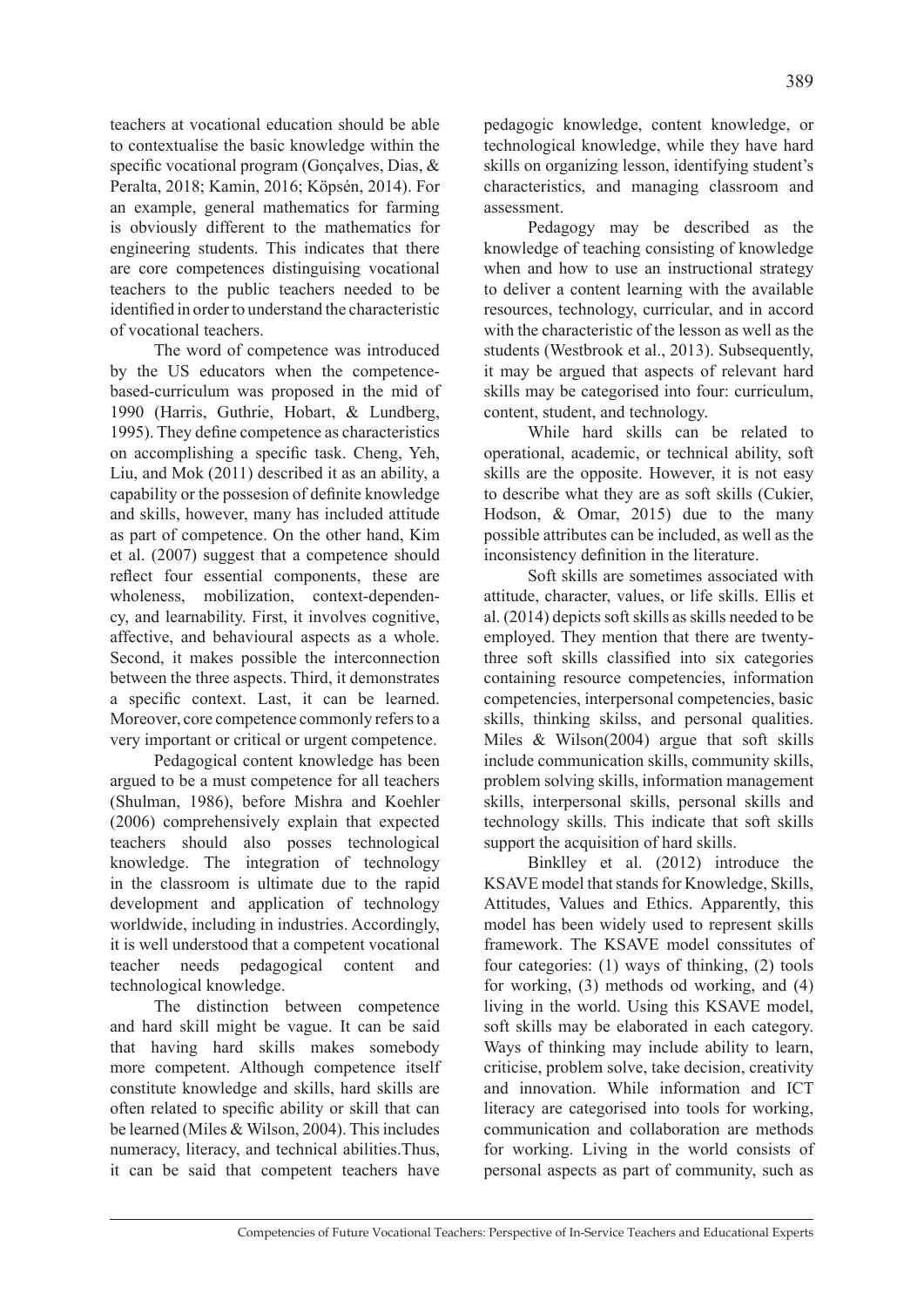teachers at vocational education should be able to contextualise the basic knowledge within the specific vocational program (Gonçalves, Dias, & Peralta, 2018; Kamin, 2016; Köpsén, 2014). For an example, general mathematics for farming is obviously different to the mathematics for engineering students. This indicates that there are core competences distinguising vocational teachers to the public teachers needed to be identified in order to understand the characteristic of vocational teachers.

The word of competence was introduced by the US educators when the competence-based-curriculum was proposed in the mid of 1990 (Harris, Guthrie, Hobart, & Lundberg, 1995). They define competence as characteristics on accomplishing a specific task. Cheng, Yeh, Liu, and Mok (2011) described it as an ability, a capability or the possesion of definite knowledge and skills, however, many has included attitude as part of competence. On the other hand, Kim et al. (2007) suggest that a competence should reflect four essential components, these are wholeness, mobilization, context-dependency, and learnability. First, it involves cognitive, affective, and behavioural aspects as a whole. Second, it makes possible the interconnection between the three aspects. Third, it demonstrates a specific context. Last, it can be learned. Moreover, core competence commonly refers to a very important or critical or urgent competence.

Pedagogical content knowledge has been argued to be a must competence for all teachers (Shulman, 1986), before Mishra and Koehler (2006) comprehensively explain that expected teachers should also posses technological knowledge. The integration of technology in the classroom is ultimate due to the rapid development and application of technology worldwide, including in industries. Accordingly, it is well understood that a competent vocational teacher needs pedagogical content and technological knowledge.

The distinction between competence and hard skill might be vague. It can be said that having hard skills makes somebody more competent. Although competence itself constitute knowledge and skills, hard skills are often related to specific ability or skill that can be learned (Miles & Wilson, 2004). This includes numeracy, literacy, and technical abilities.Thus, it can be said that competent teachers have pedagogic knowledge, content knowledge, or technological knowledge, while they have hard skills on organizing lesson, identifying student's characteristics, and managing classroom and assessment.

Pedagogy may be described as the knowledge of teaching consisting of knowledge when and how to use an instructional strategy to deliver a content learning with the available resources, technology, curricular, and in accord with the characteristic of the lesson as well as the students (Westbrook et al., 2013). Subsequently, it may be argued that aspects of relevant hard skills may be categorised into four: curriculum, content, student, and technology.

While hard skills can be related to operational, academic, or technical ability, soft skills are the opposite. However, it is not easy to describe what they are as soft skills (Cukier, Hodson, & Omar, 2015) due to the many possible attributes can be included, as well as the inconsistency definition in the literature.

Soft skills are sometimes associated with attitude, character, values, or life skills. Ellis et al. (2014) depicts soft skills as skills needed to be employed. They mention that there are twenty-three soft skills classified into six categories containing resource competencies, information competencies, interpersonal competencies, basic skills, thinking skilss, and personal qualities. Miles & Wilson(2004) argue that soft skills include communication skills, community skills, problem solving skills, information management skills, interpersonal skills, personal skills and technology skills. This indicate that soft skills support the acquisition of hard skills.

Binklley et al. (2012) introduce the KSAVE model that stands for Knowledge, Skills, Attitudes, Values and Ethics. Apparently, this model has been widely used to represent skills framework. The KSAVE model conssitutes of four categories: (1) ways of thinking, (2) tools for working, (3) methods od working, and (4) living in the world. Using this KSAVE model, soft skills may be elaborated in each category. Ways of thinking may include ability to learn, criticise, problem solve, take decision, creativity and innovation. While information and ICT literacy are categorised into tools for working, communication and collaboration are methods for working. Living in the world consists of personal aspects as part of community, such as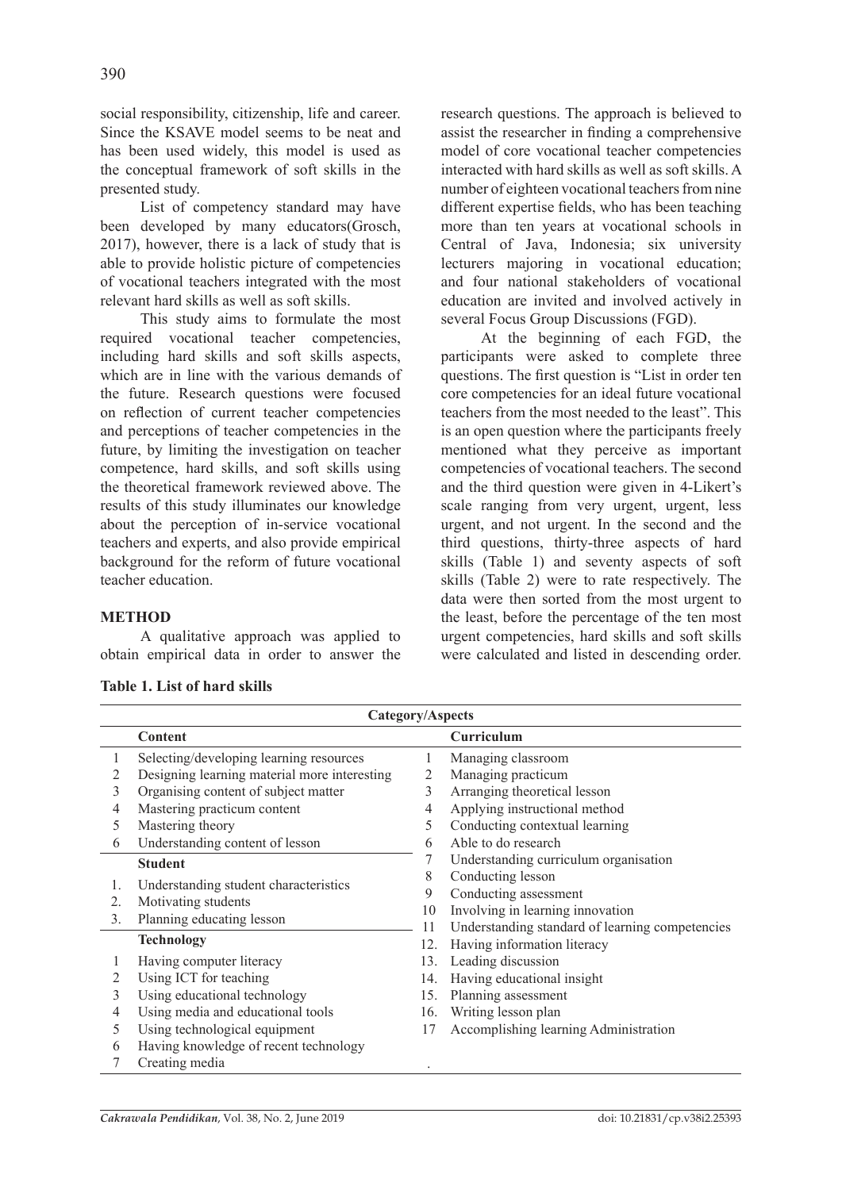social responsibility, citizenship, life and career. Since the KSAVE model seems to be neat and has been used widely, this model is used as the conceptual framework of soft skills in the presented study.

List of competency standard may have been developed by many educators(Grosch, 2017), however, there is a lack of study that is able to provide holistic picture of competencies of vocational teachers integrated with the most relevant hard skills as well as soft skills.

This study aims to formulate the most required vocational teacher competencies, including hard skills and soft skills aspects, which are in line with the various demands of the future. Research questions were focused on reflection of current teacher competencies and perceptions of teacher competencies in the future, by limiting the investigation on teacher competence, hard skills, and soft skills using the theoretical framework reviewed above. The results of this study illuminates our knowledge about the perception of in-service vocational teachers and experts, and also provide empirical background for the reform of future vocational teacher education.

## METHOD

A qualitative approach was applied to obtain empirical data in order to answer the research questions. The approach is believed to assist the researcher in finding a comprehensive model of core vocational teacher competencies interacted with hard skills as well as soft skills. A number of eighteen vocational teachers from nine different expertise fields, who has been teaching more than ten years at vocational schools in Central of Java, Indonesia; six university lecturers majoring in vocational education; and four national stakeholders of vocational education are invited and involved actively in several Focus Group Discussions (FGD).

At the beginning of each FGD, the participants were asked to complete three questions. The first question is "List in order ten core competencies for an ideal future vocational teachers from the most needed to the least". This is an open question where the participants freely mentioned what they perceive as important competencies of vocational teachers. The second and the third question were given in 4-Likert's scale ranging from very urgent, urgent, less urgent, and not urgent. In the second and the third questions, thirty-three aspects of hard skills (Table 1) and seventy aspects of soft skills (Table 2) were to rate respectively. The data were then sorted from the most urgent to the least, before the percentage of the ten most urgent competencies, hard skills and soft skills were calculated and listed in descending order.

**Table 1. List of hard skills**

| Category/Aspects | | | |
|---|---|---|---|
| | **Content** | | **Curriculum** |
| 1 | Selecting/developing learning resources | 1 | Managing classroom |
| 2 | Designing learning material more interesting | 2 | Managing practicum |
| 3 | Organising content of subject matter | 3 | Arranging theoretical lesson |
| 4 | Mastering practicum content | 4 | Applying instructional method |
| 5 | Mastering theory | 5 | Conducting contextual learning |
| 6 | Understanding content of lesson | 6 | Able to do research |
| | **Student** | 7 | Understanding curriculum organisation |
| 1. | Understanding student characteristics | 8 | Conducting lesson |
| 2. | Motivating students | 9 | Conducting assessment |
| 3. | Planning educating lesson | 10 | Involving in learning innovation |
| | | 11 | Understanding standard of learning competencies |
| | **Technology** | 12. | Having information literacy |
| 1 | Having computer literacy | 13. | Leading discussion |
| 2 | Using ICT for teaching | 14. | Having educational insight |
| 3 | Using educational technology | 15. | Planning assessment |
| 4 | Using media and educational tools | 16. | Writing lesson plan |
| 5 | Using technological equipment | 17 | Accomplishing learning Administration |
| 6 | Having knowledge of recent technology | | |
| 7 | Creating media | | . |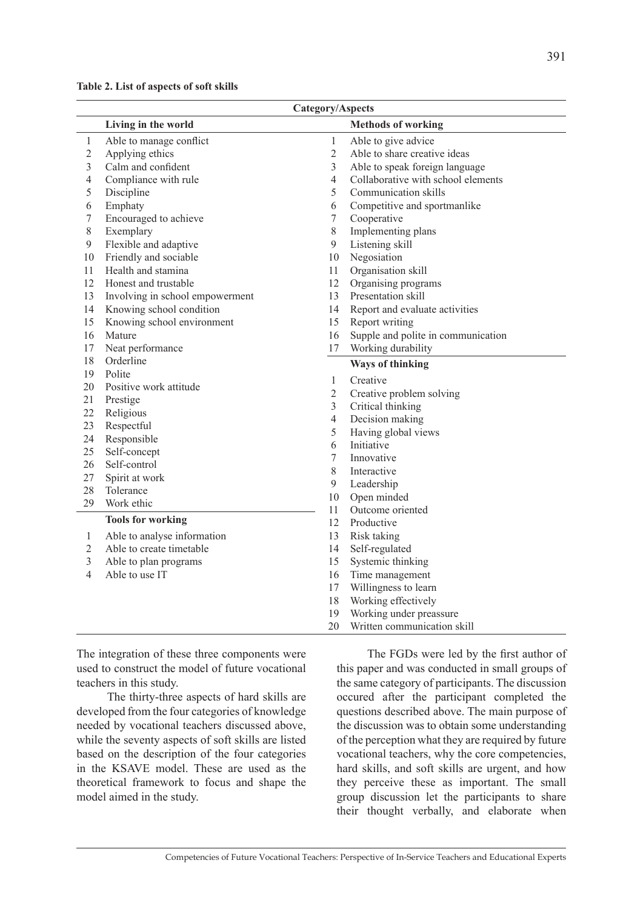**Table 2. List of aspects of soft skills**

| | Category/Aspects | | |
|---|---|---|---|
| | **Living in the world** | | **Methods of working** |
| 1 | Able to manage conflict | 1 | Able to give advice |
| 2 | Applying ethics | 2 | Able to share creative ideas |
| 3 | Calm and confident | 3 | Able to speak foreign language |
| 4 | Compliance with rule | 4 | Collaborative with school elements |
| 5 | Discipline | 5 | Communication skills |
| 6 | Emphaty | 6 | Competitive and sportmanlike |
| 7 | Encouraged to achieve | 7 | Cooperative |
| 8 | Exemplary | 8 | Implementing plans |
| 9 | Flexible and adaptive | 9 | Listening skill |
| 10 | Friendly and sociable | 10 | Negosiation |
| 11 | Health and stamina | 11 | Organisation skill |
| 12 | Honest and trustable | 12 | Organising programs |
| 13 | Involving in school empowerment | 13 | Presentation skill |
| 14 | Knowing school condition | 14 | Report and evaluate activities |
| 15 | Knowing school environment | 15 | Report writing |
| 16 | Mature | 16 | Supple and polite in communication |
| 17 | Neat performance | 17 | Working durability |
| 18 | Orderline | | **Ways of thinking** |
| 19 | Polite | 1 | Creative |
| 20 | Positive work attitude | 2 | Creative problem solving |
| 21 | Prestige | 3 | Critical thinking |
| 22 | Religious | 4 | Decision making |
| 23 | Respectful | 5 | Having global views |
| 24 | Responsible | 6 | Initiative |
| 25 | Self-concept | 7 | Innovative |
| 26 | Self-control | 8 | Interactive |
| 27 | Spirit at work | 9 | Leadership |
| 28 | Tolerance | 10 | Open minded |
| 29 | Work ethic | 11 | Outcome oriented |
| | **Tools for working** | 12 | Productive |
| 1 | Able to analyse information | 13 | Risk taking |
| 2 | Able to create timetable | 14 | Self-regulated |
| 3 | Able to plan programs | 15 | Systemic thinking |
| 4 | Able to use IT | 16 | Time management |
| | | 17 | Willingness to learn |
| | | 18 | Working effectively |
| | | 19 | Working under preassure |
| | | 20 | Written communication skill |

The integration of these three components were used to construct the model of future vocational teachers in this study.

The thirty-three aspects of hard skills are developed from the four categories of knowledge needed by vocational teachers discussed above, while the seventy aspects of soft skills are listed based on the description of the four categories in the KSAVE model. These are used as the theoretical framework to focus and shape the model aimed in the study.

The FGDs were led by the first author of this paper and was conducted in small groups of the same category of participants. The discussion occured after the participant completed the questions described above. The main purpose of the discussion was to obtain some understanding of the perception what they are required by future vocational teachers, why the core competencies, hard skills, and soft skills are urgent, and how they perceive these as important. The small group discussion let the participants to share their thought verbally, and elaborate when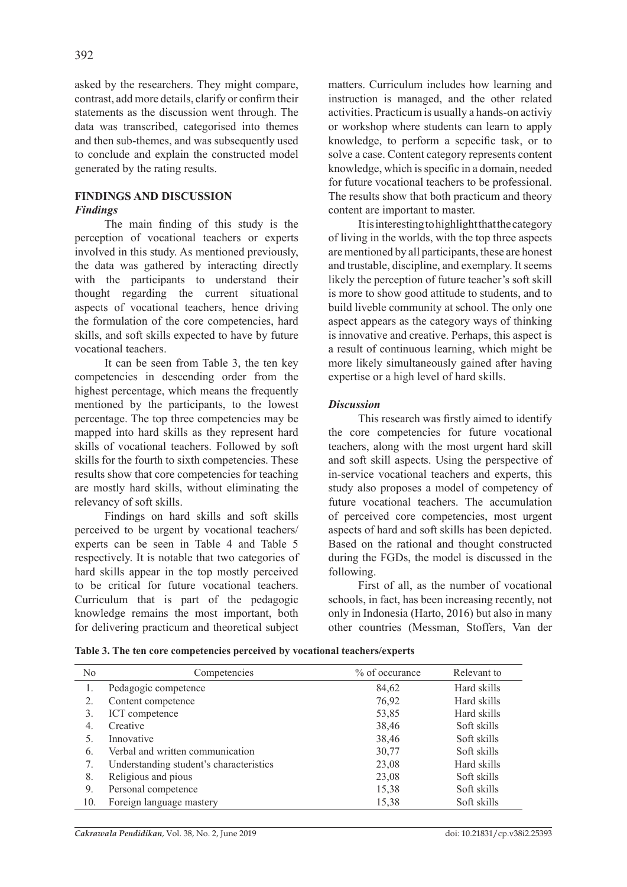asked by the researchers. They might compare, contrast, add more details, clarify or confirm their statements as the discussion went through. The data was transcribed, categorised into themes and then sub-themes, and was subsequently used to conclude and explain the constructed model generated by the rating results.

## FINDINGS AND DISCUSSION

### *Findings*

The main finding of this study is the perception of vocational teachers or experts involved in this study. As mentioned previously, the data was gathered by interacting directly with the participants to understand their thought regarding the current situational aspects of vocational teachers, hence driving the formulation of the core competencies, hard skills, and soft skills expected to have by future vocational teachers.

It can be seen from Table 3, the ten key competencies in descending order from the highest percentage, which means the frequently mentioned by the participants, to the lowest percentage. The top three competencies may be mapped into hard skills as they represent hard skills of vocational teachers. Followed by soft skills for the fourth to sixth competencies. These results show that core competencies for teaching are mostly hard skills, without eliminating the relevancy of soft skills.

Findings on hard skills and soft skills perceived to be urgent by vocational teachers/experts can be seen in Table 4 and Table 5 respectively. It is notable that two categories of hard skills appear in the top mostly perceived to be critical for future vocational teachers. Curriculum that is part of the pedagogic knowledge remains the most important, both for delivering practicum and theoretical subject matters. Curriculum includes how learning and instruction is managed, and the other related activities. Practicum is usually a hands-on activiy or workshop where students can learn to apply knowledge, to perform a scpecific task, or to solve a case. Content category represents content knowledge, which is specific in a domain, needed for future vocational teachers to be professional. The results show that both practicum and theory content are important to master.

It is interesting to highlight that the category of living in the worlds, with the top three aspects are mentioned by all participants, these are honest and trustable, discipline, and exemplary. It seems likely the perception of future teacher's soft skill is more to show good attitude to students, and to build liveble community at school. The only one aspect appears as the category ways of thinking is innovative and creative. Perhaps, this aspect is a result of continuous learning, which might be more likely simultaneously gained after having expertise or a high level of hard skills.

### *Discussion*

This research was firstly aimed to identify the core competencies for future vocational teachers, along with the most urgent hard skill and soft skill aspects. Using the perspective of in-service vocational teachers and experts, this study also proposes a model of competency of future vocational teachers. The accumulation of perceived core competencies, most urgent aspects of hard and soft skills has been depicted. Based on the rational and thought constructed during the FGDs, the model is discussed in the following.

First of all, as the number of vocational schools, in fact, has been increasing recently, not only in Indonesia (Harto, 2016) but also in many other countries (Messman, Stoffers, Van der

**Table 3. The ten core competencies perceived by vocational teachers/experts**

| No | Competencies | % of occurance | Relevant to |
|---|---|---|---|
| 1. | Pedagogic competence | 84,62 | Hard skills |
| 2. | Content competence | 76,92 | Hard skills |
| 3. | ICT competence | 53,85 | Hard skills |
| 4. | Creative | 38,46 | Soft skills |
| 5. | Innovative | 38,46 | Soft skills |
| 6. | Verbal and written communication | 30,77 | Soft skills |
| 7. | Understanding student's characteristics | 23,08 | Hard skills |
| 8. | Religious and pious | 23,08 | Soft skills |
| 9. | Personal competence | 15,38 | Soft skills |
| 10. | Foreign language mastery | 15,38 | Soft skills |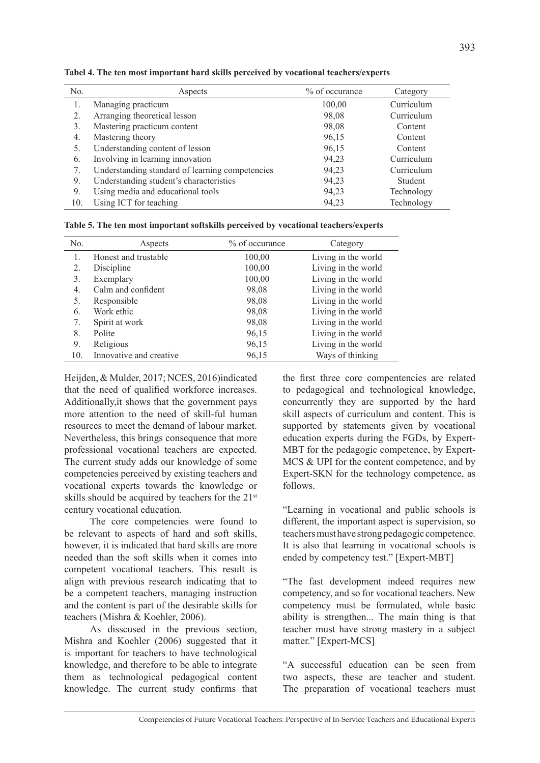**Tabel 4. The ten most important hard skills perceived by vocational teachers/experts**

| No. | Aspects | % of occurance | Category |
|---|---|---|---|
| 1. | Managing practicum | 100,00 | Curriculum |
| 2. | Arranging theoretical lesson | 98,08 | Curriculum |
| 3. | Mastering practicum content | 98,08 | Content |
| 4. | Mastering theory | 96,15 | Content |
| 5. | Understanding content of lesson | 96,15 | Content |
| 6. | Involving in learning innovation | 94,23 | Curriculum |
| 7. | Understanding standard of learning competencies | 94,23 | Curriculum |
| 9. | Understanding student's characteristics | 94,23 | Student |
| 9. | Using media and educational tools | 94,23 | Technology |
| 10. | Using ICT for teaching | 94,23 | Technology |

**Table 5. The ten most important softskills perceived by vocational teachers/experts**

| No. | Aspects | % of occurance | Category |
|---|---|---|---|
| 1. | Honest and trustable | 100,00 | Living in the world |
| 2. | Discipline | 100,00 | Living in the world |
| 3. | Exemplary | 100,00 | Living in the world |
| 4. | Calm and confident | 98,08 | Living in the world |
| 5. | Responsible | 98,08 | Living in the world |
| 6. | Work ethic | 98,08 | Living in the world |
| 7. | Spirit at work | 98,08 | Living in the world |
| 8. | Polite | 96,15 | Living in the world |
| 9. | Religious | 96,15 | Living in the world |
| 10. | Innovative and creative | 96,15 | Ways of thinking |

Heijden, & Mulder, 2017; NCES, 2016)indicated that the need of qualified workforce increases. Additionally,it shows that the government pays more attention to the need of skill-ful human resources to meet the demand of labour market. Nevertheless, this brings consequence that more professional vocational teachers are expected. The current study adds our knowledge of some competencies perceived by existing teachers and vocational experts towards the knowledge or skills should be acquired by teachers for the 21st century vocational education.

The core competencies were found to be relevant to aspects of hard and soft skills, however, it is indicated that hard skills are more needed than the soft skills when it comes into competent vocational teachers. This result is align with previous research indicating that to be a competent teachers, managing instruction and the content is part of the desirable skills for teachers (Mishra & Koehler, 2006).

As disscused in the previous section, Mishra and Koehler (2006) suggested that it is important for teachers to have technological knowledge, and therefore to be able to integrate them as technological pedagogical content knowledge. The current study confirms that the first three core compentencies are related to pedagogical and technological knowledge, concurrently they are supported by the hard skill aspects of curriculum and content. This is supported by statements given by vocational education experts during the FGDs, by Expert-MBT for the pedagogic competence, by Expert-MCS & UPI for the content competence, and by Expert-SKN for the technology competence, as follows.

"Learning in vocational and public schools is different, the important aspect is supervision, so teachers must have strong pedagogic competence. It is also that learning in vocational schools is ended by competency test." [Expert-MBT]

"The fast development indeed requires new competency, and so for vocational teachers. New competency must be formulated, while basic ability is strengthen... The main thing is that teacher must have strong mastery in a subject matter." [Expert-MCS]

"A successful education can be seen from two aspects, these are teacher and student. The preparation of vocational teachers must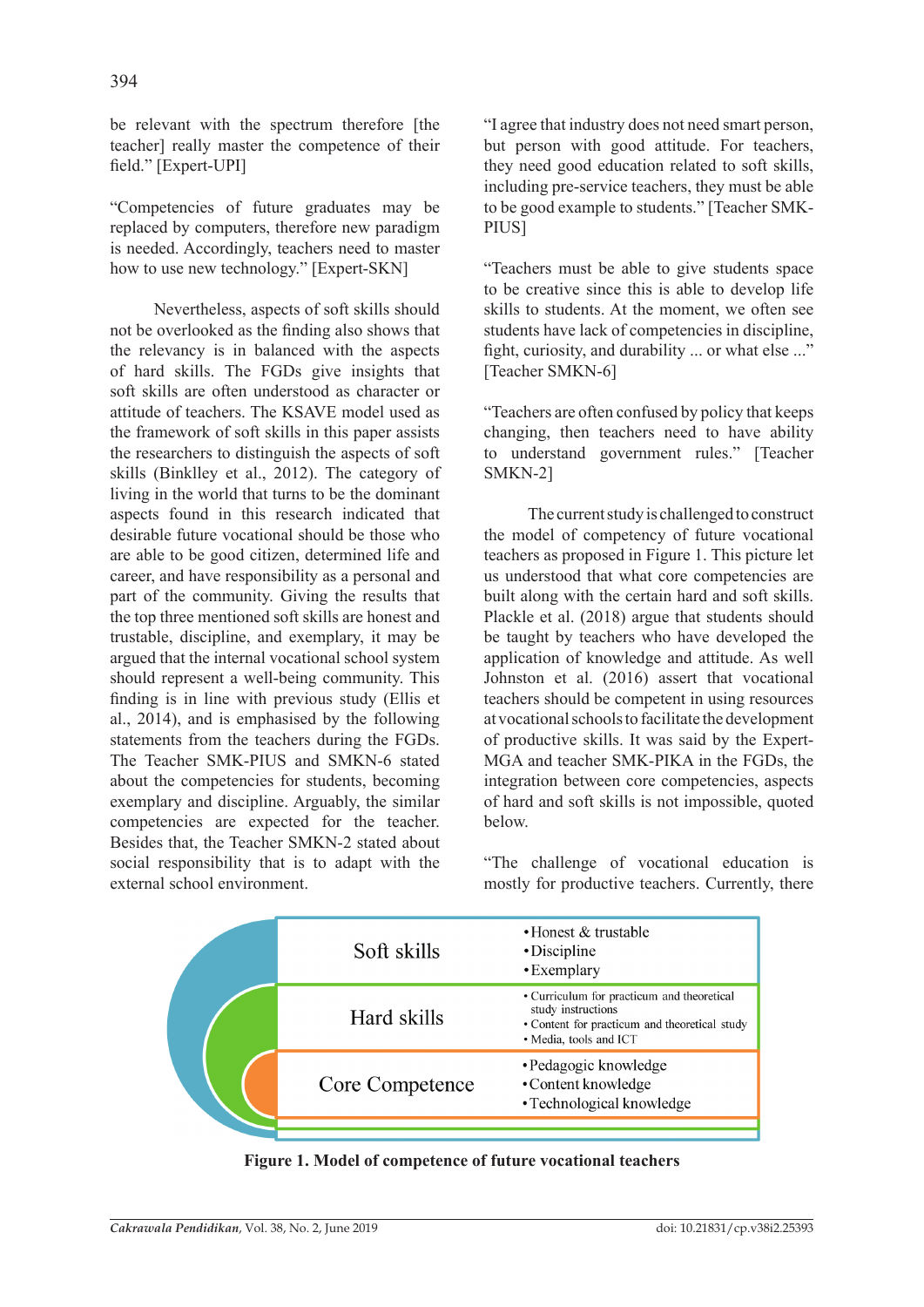be relevant with the spectrum therefore [the teacher] really master the competence of their field." [Expert-UPI]

"Competencies of future graduates may be replaced by computers, therefore new paradigm is needed. Accordingly, teachers need to master how to use new technology." [Expert-SKN]

Nevertheless, aspects of soft skills should not be overlooked as the finding also shows that the relevancy is in balanced with the aspects of hard skills. The FGDs give insights that soft skills are often understood as character or attitude of teachers. The KSAVE model used as the framework of soft skills in this paper assists the researchers to distinguish the aspects of soft skills (Binklley et al., 2012). The category of living in the world that turns to be the dominant aspects found in this research indicated that desirable future vocational should be those who are able to be good citizen, determined life and career, and have responsibility as a personal and part of the community. Giving the results that the top three mentioned soft skills are honest and trustable, discipline, and exemplary, it may be argued that the internal vocational school system should represent a well-being community. This finding is in line with previous study (Ellis et al., 2014), and is emphasised by the following statements from the teachers during the FGDs. The Teacher SMK-PIUS and SMKN-6 stated about the competencies for students, becoming exemplary and discipline. Arguably, the similar competencies are expected for the teacher. Besides that, the Teacher SMKN-2 stated about social responsibility that is to adapt with the external school environment.

"I agree that industry does not need smart person, but person with good attitude. For teachers, they need good education related to soft skills, including pre-service teachers, they must be able to be good example to students." [Teacher SMK-PIUS]

"Teachers must be able to give students space to be creative since this is able to develop life skills to students. At the moment, we often see students have lack of competencies in discipline, fight, curiosity, and durability ... or what else ..." [Teacher SMKN-6]

"Teachers are often confused by policy that keeps changing, then teachers need to have ability to understand government rules." [Teacher SMKN-2]

The current study is challenged to construct the model of competency of future vocational teachers as proposed in Figure 1. This picture let us understood that what core competencies are built along with the certain hard and soft skills. Plackle et al. (2018) argue that students should be taught by teachers who have developed the application of knowledge and attitude. As well Johnston et al. (2016) assert that vocational teachers should be competent in using resources at vocational schools to facilitate the development of productive skills. It was said by the Expert-MGA and teacher SMK-PIKA in the FGDs, the integration between core competencies, aspects of hard and soft skills is not impossible, quoted below.

"The challenge of vocational education is mostly for productive teachers. Currently, there

| | |
|---|---|
| Soft skills | • Honest & trustable<br>• Discipline<br>• Exemplary |
| Hard skills | • Curriculum for practicum and theoretical study instructions<br>• Content for practicum and theoretical study<br>• Media, tools and ICT |
| Core Competence | • Pedagogic knowledge<br>• Content knowledge<br>• Technological knowledge |

**Figure 1. Model of competence of future vocational teachers**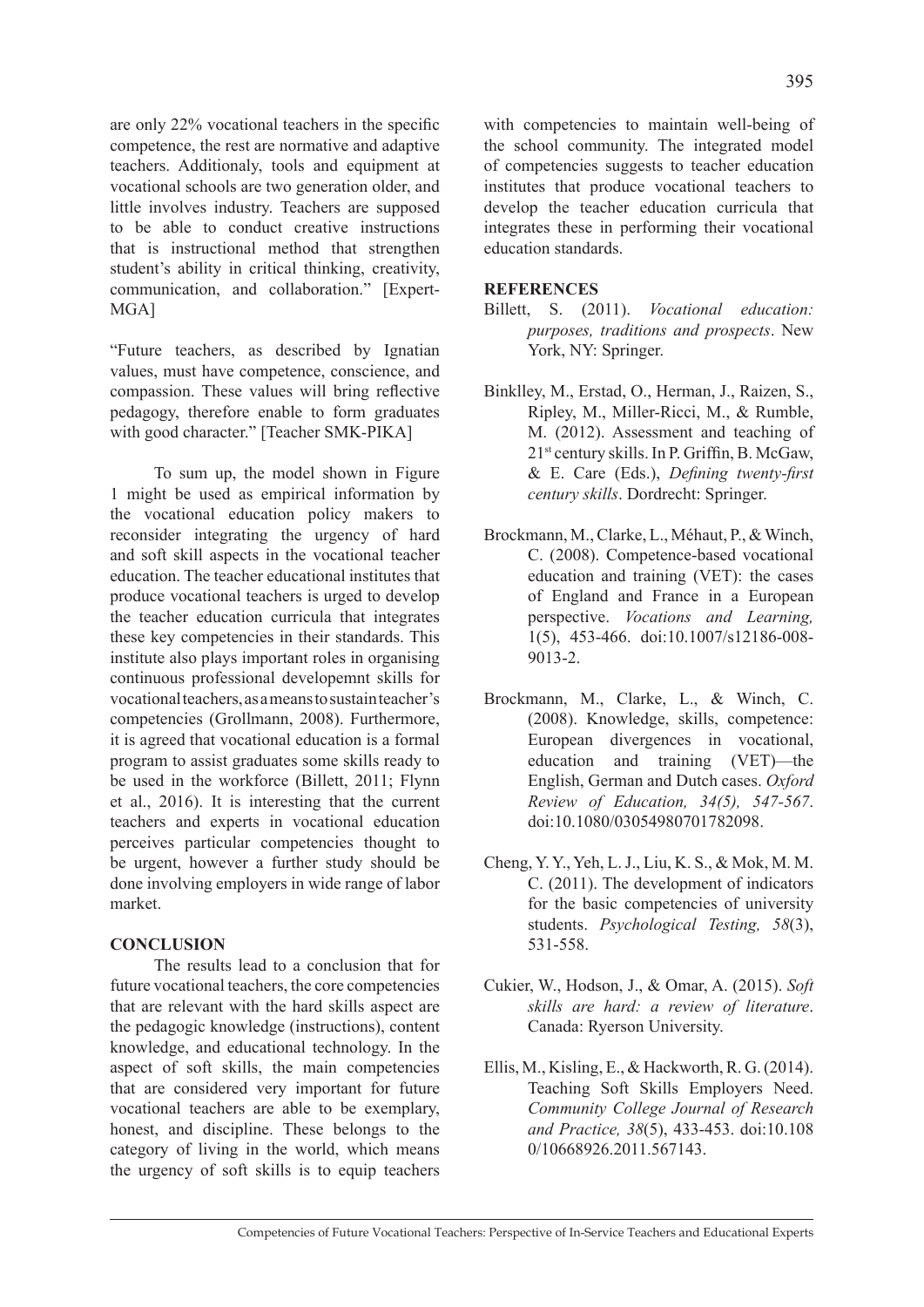are only 22% vocational teachers in the specific competence, the rest are normative and adaptive teachers. Additionaly, tools and equipment at vocational schools are two generation older, and little involves industry. Teachers are supposed to be able to conduct creative instructions that is instructional method that strengthen student's ability in critical thinking, creativity, communication, and collaboration." [Expert-MGA]

"Future teachers, as described by Ignatian values, must have competence, conscience, and compassion. These values will bring reflective pedagogy, therefore enable to form graduates with good character." [Teacher SMK-PIKA]

To sum up, the model shown in Figure 1 might be used as empirical information by the vocational education policy makers to reconsider integrating the urgency of hard and soft skill aspects in the vocational teacher education. The teacher educational institutes that produce vocational teachers is urged to develop the teacher education curricula that integrates these key competencies in their standards. This institute also plays important roles in organising continuous professional developemnt skills for vocational teachers, as a means to sustain teacher's competencies (Grollmann, 2008). Furthermore, it is agreed that vocational education is a formal program to assist graduates some skills ready to be used in the workforce (Billett, 2011; Flynn et al., 2016). It is interesting that the current teachers and experts in vocational education perceives particular competencies thought to be urgent, however a further study should be done involving employers in wide range of labor market.

## CONCLUSION

The results lead to a conclusion that for future vocational teachers, the core competencies that are relevant with the hard skills aspect are the pedagogic knowledge (instructions), content knowledge, and educational technology. In the aspect of soft skills, the main competencies that are considered very important for future vocational teachers are able to be exemplary, honest, and discipline. These belongs to the category of living in the world, which means the urgency of soft skills is to equip teachers with competencies to maintain well-being of the school community. The integrated model of competencies suggests to teacher education institutes that produce vocational teachers to develop the teacher education curricula that integrates these in performing their vocational education standards.

## REFERENCES

Billett, S. (2011). *Vocational education: purposes, traditions and prospects*. New York, NY: Springer.

Binklley, M., Erstad, O., Herman, J., Raizen, S., Ripley, M., Miller-Ricci, M., & Rumble, M. (2012). Assessment and teaching of 21st century skills. In P. Griffin, B. McGaw, & E. Care (Eds.), *Defining twenty-first century skills*. Dordrecht: Springer.

Brockmann, M., Clarke, L., Méhaut, P., & Winch, C. (2008). Competence-based vocational education and training (VET): the cases of England and France in a European perspective. *Vocations and Learning,* 1(5), 453-466. doi:10.1007/s12186-008-9013-2.

Brockmann, M., Clarke, L., & Winch, C. (2008). Knowledge, skills, competence: European divergences in vocational, education and training (VET)—the English, German and Dutch cases. *Oxford Review of Education, 34(5), 547-567*. doi:10.1080/03054980701782098.

Cheng, Y. Y., Yeh, L. J., Liu, K. S., & Mok, M. M. C. (2011). The development of indicators for the basic competencies of university students. *Psychological Testing, 58*(3), 531-558.

Cukier, W., Hodson, J., & Omar, A. (2015). *Soft skills are hard: a review of literature*. Canada: Ryerson University.

Ellis, M., Kisling, E., & Hackworth, R. G. (2014). Teaching Soft Skills Employers Need. *Community College Journal of Research and Practice, 38*(5), 433-453. doi:10.1080/10668926.2011.567143.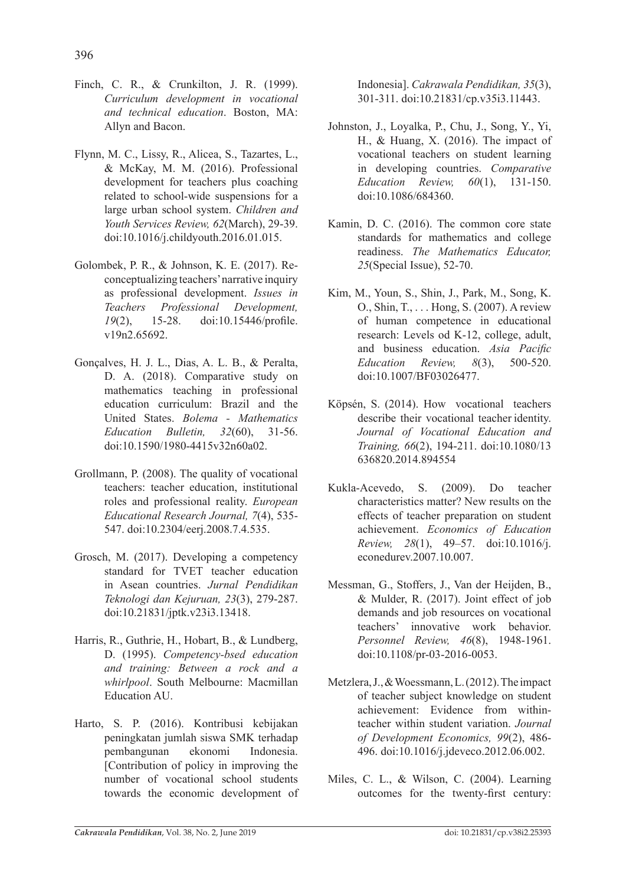Finch, C. R., & Crunkilton, J. R. (1999). *Curriculum development in vocational and technical education*. Boston, MA: Allyn and Bacon.

Flynn, M. C., Lissy, R., Alicea, S., Tazartes, L., & McKay, M. M. (2016). Professional development for teachers plus coaching related to school-wide suspensions for a large urban school system. *Children and Youth Services Review, 62*(March), 29-39. doi:10.1016/j.childyouth.2016.01.015.

Golombek, P. R., & Johnson, K. E. (2017). Re-conceptualizing teachers' narrative inquiry as professional development. *Issues in Teachers Professional Development, 19*(2), 15-28. doi:10.15446/profile.v19n2.65692.

Gonçalves, H. J. L., Dias, A. L. B., & Peralta, D. A. (2018). Comparative study on mathematics teaching in professional education curriculum: Brazil and the United States. *Bolema - Mathematics Education Bulletin, 32*(60), 31-56. doi:10.1590/1980-4415v32n60a02.

Grollmann, P. (2008). The quality of vocational teachers: teacher education, institutional roles and professional reality. *European Educational Research Journal, 7*(4), 535-547. doi:10.2304/eerj.2008.7.4.535.

Grosch, M. (2017). Developing a competency standard for TVET teacher education in Asean countries. *Jurnal Pendidikan Teknologi dan Kejuruan, 23*(3), 279-287. doi:10.21831/jptk.v23i3.13418.

Harris, R., Guthrie, H., Hobart, B., & Lundberg, D. (1995). *Competency-bsed education and training: Between a rock and a whirlpool*. South Melbourne: Macmillan Education AU.

Harto, S. P. (2016). Kontribusi kebijakan peningkatan jumlah siswa SMK terhadap pembangunan ekonomi Indonesia. [Contribution of policy in improving the number of vocational school students towards the economic development of Indonesia]. *Cakrawala Pendidikan, 35*(3), 301-311. doi:10.21831/cp.v35i3.11443.

Johnston, J., Loyalka, P., Chu, J., Song, Y., Yi, H., & Huang, X. (2016). The impact of vocational teachers on student learning in developing countries. *Comparative Education Review, 60*(1), 131-150. doi:10.1086/684360.

Kamin, D. C. (2016). The common core state standards for mathematics and college readiness. *The Mathematics Educator, 25*(Special Issue), 52-70.

Kim, M., Youn, S., Shin, J., Park, M., Song, K. O., Shin, T., . . . Hong, S. (2007). A review of human competence in educational research: Levels od K-12, college, adult, and business education. *Asia Pacific Education Review, 8*(3), 500-520. doi:10.1007/BF03026477.

Köpsén, S. (2014). How vocational teachers describe their vocational teacher identity. *Journal of Vocational Education and Training, 66*(2), 194-211. doi:10.1080/13636820.2014.894554

Kukla-Acevedo, S. (2009). Do teacher characteristics matter? New results on the effects of teacher preparation on student achievement. *Economics of Education Review, 28*(1), 49–57. doi:10.1016/j.econedurev.2007.10.007.

Messman, G., Stoffers, J., Van der Heijden, B., & Mulder, R. (2017). Joint effect of job demands and job resources on vocational teachers' innovative work behavior. *Personnel Review, 46*(8), 1948-1961. doi:10.1108/pr-03-2016-0053.

Metzlera, J., & Woessmann, L. (2012). The impact of teacher subject knowledge on student achievement: Evidence from within-teacher within student variation. *Journal of Development Economics, 99*(2), 486-496. doi:10.1016/j.jdeveco.2012.06.002.

Miles, C. L., & Wilson, C. (2004). Learning outcomes for the twenty-first century: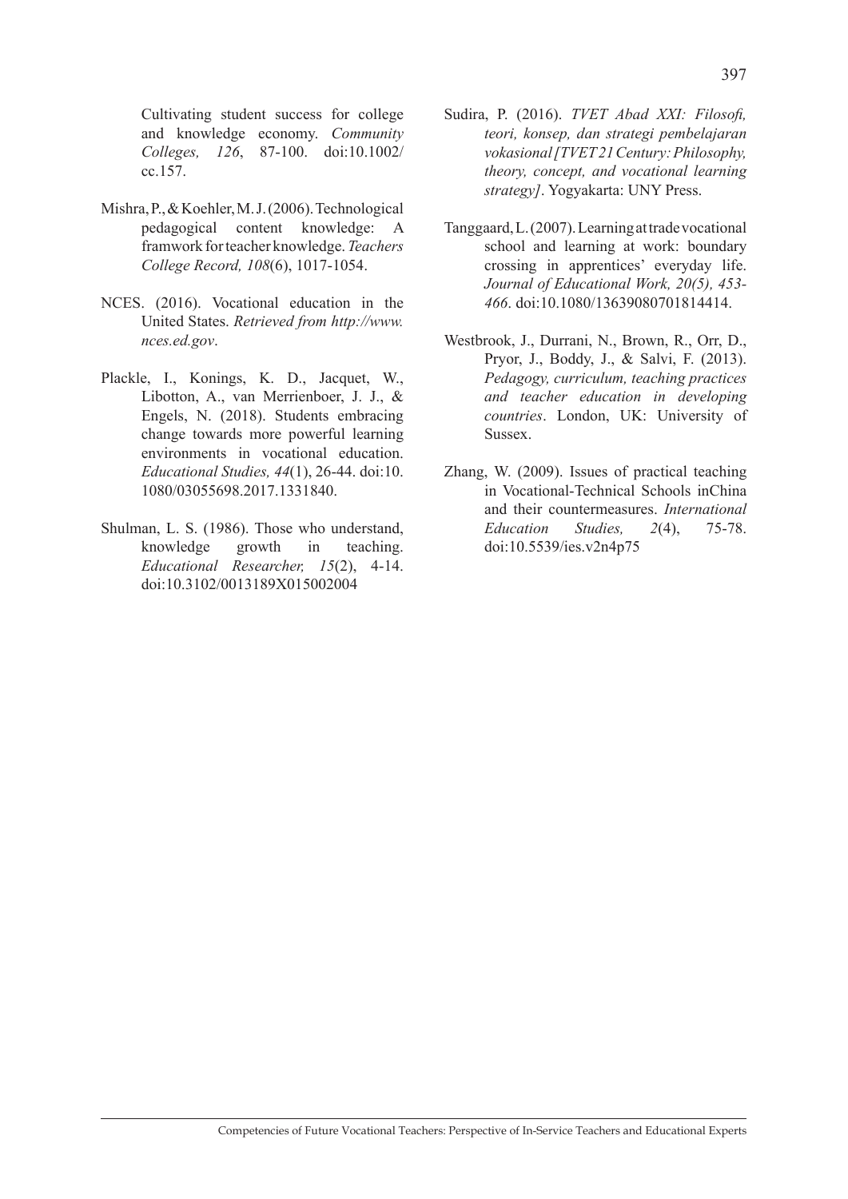Cultivating student success for college and knowledge economy. *Community Colleges, 126*, 87-100. doi:10.1002/cc.157.

Mishra, P., & Koehler, M. J. (2006). Technological pedagogical content knowledge: A framwork for teacher knowledge. *Teachers College Record, 108*(6), 1017-1054.

NCES. (2016). Vocational education in the United States. *Retrieved from http://www.nces.ed.gov*.

Plackle, I., Konings, K. D., Jacquet, W., Libotton, A., van Merrienboer, J. J., & Engels, N. (2018). Students embracing change towards more powerful learning environments in vocational education. *Educational Studies, 44*(1), 26-44. doi:10.1080/03055698.2017.1331840.

Shulman, L. S. (1986). Those who understand, knowledge growth in teaching. *Educational Researcher, 15*(2), 4-14. doi:10.3102/0013189X015002004

Sudira, P. (2016). *TVET Abad XXI: Filosofi, teori, konsep, dan strategi pembelajaran vokasional [TVET 21 Century: Philosophy, theory, concept, and vocational learning strategy]*. Yogyakarta: UNY Press.

Tanggaard, L. (2007). Learning at trade vocational school and learning at work: boundary crossing in apprentices' everyday life. *Journal of Educational Work, 20(5), 453-466*. doi:10.1080/13639080701814414.

Westbrook, J., Durrani, N., Brown, R., Orr, D., Pryor, J., Boddy, J., & Salvi, F. (2013). *Pedagogy, curriculum, teaching practices and teacher education in developing countries*. London, UK: University of Sussex.

Zhang, W. (2009). Issues of practical teaching in Vocational-Technical Schools inChina and their countermeasures. *International Education Studies, 2*(4), 75-78. doi:10.5539/ies.v2n4p75